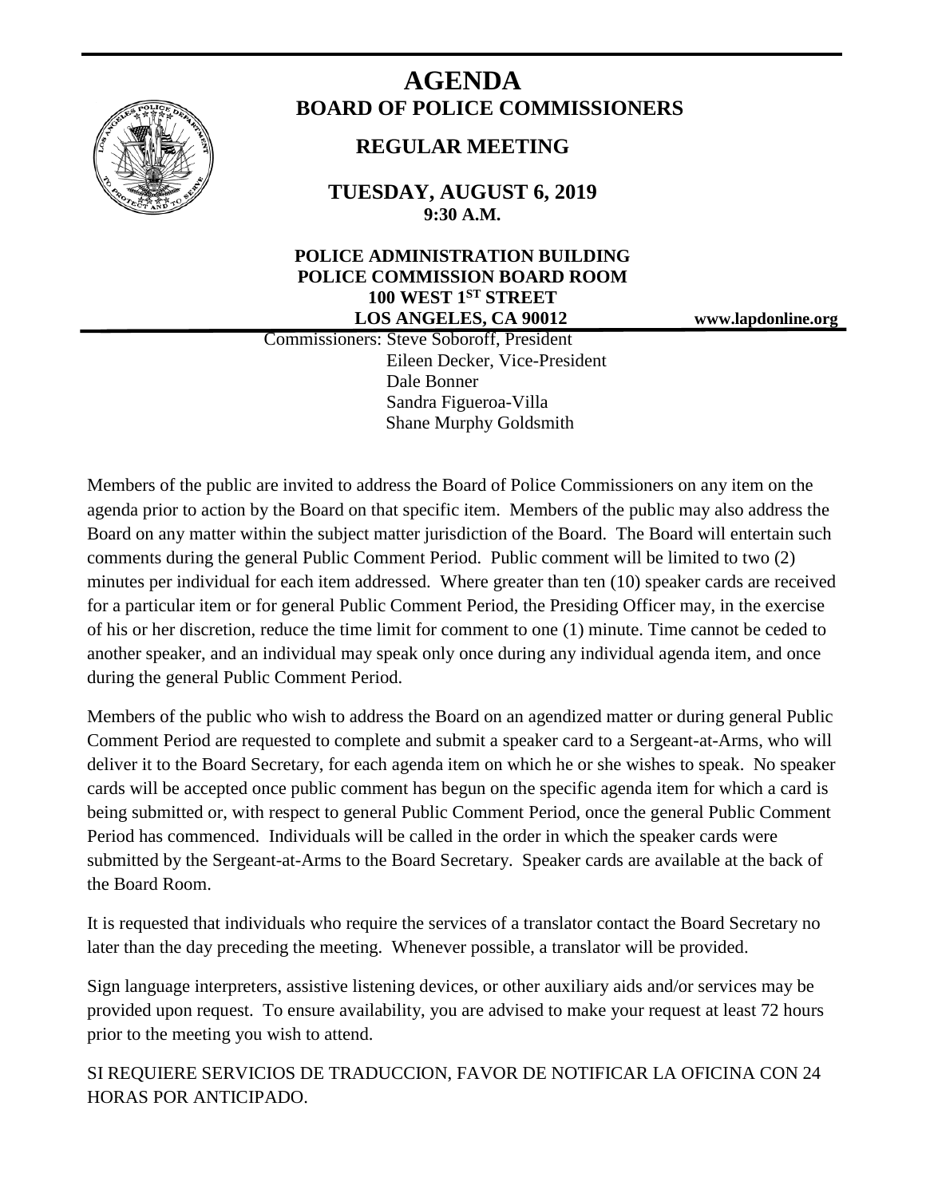# AGENDA

## BOARD OF POLICE COMMISSIONERS

### REGULAR MEETING

**TUESDAY, AUGUST 6, 2019**
**9:30 A.M.**

**POLICE ADMINISTRATION BUILDING**
**POLICE COMMISSION BOARD ROOM**
**100 WEST 1ST STREET**
**LOS ANGELES, CA 90012**

**www.lapdonline.org**

Commissioners: Steve Soboroff, President
Eileen Decker, Vice-President
Dale Bonner
Sandra Figueroa-Villa
Shane Murphy Goldsmith

Members of the public are invited to address the Board of Police Commissioners on any item on the agenda prior to action by the Board on that specific item. Members of the public may also address the Board on any matter within the subject matter jurisdiction of the Board. The Board will entertain such comments during the general Public Comment Period. Public comment will be limited to two (2) minutes per individual for each item addressed. Where greater than ten (10) speaker cards are received for a particular item or for general Public Comment Period, the Presiding Officer may, in the exercise of his or her discretion, reduce the time limit for comment to one (1) minute. Time cannot be ceded to another speaker, and an individual may speak only once during any individual agenda item, and once during the general Public Comment Period.

Members of the public who wish to address the Board on an agendized matter or during general Public Comment Period are requested to complete and submit a speaker card to a Sergeant-at-Arms, who will deliver it to the Board Secretary, for each agenda item on which he or she wishes to speak. No speaker cards will be accepted once public comment has begun on the specific agenda item for which a card is being submitted or, with respect to general Public Comment Period, once the general Public Comment Period has commenced. Individuals will be called in the order in which the speaker cards were submitted by the Sergeant-at-Arms to the Board Secretary. Speaker cards are available at the back of the Board Room.

It is requested that individuals who require the services of a translator contact the Board Secretary no later than the day preceding the meeting. Whenever possible, a translator will be provided.

Sign language interpreters, assistive listening devices, or other auxiliary aids and/or services may be provided upon request. To ensure availability, you are advised to make your request at least 72 hours prior to the meeting you wish to attend.

SI REQUIERE SERVICIOS DE TRADUCCION, FAVOR DE NOTIFICAR LA OFICINA CON 24 HORAS POR ANTICIPADO.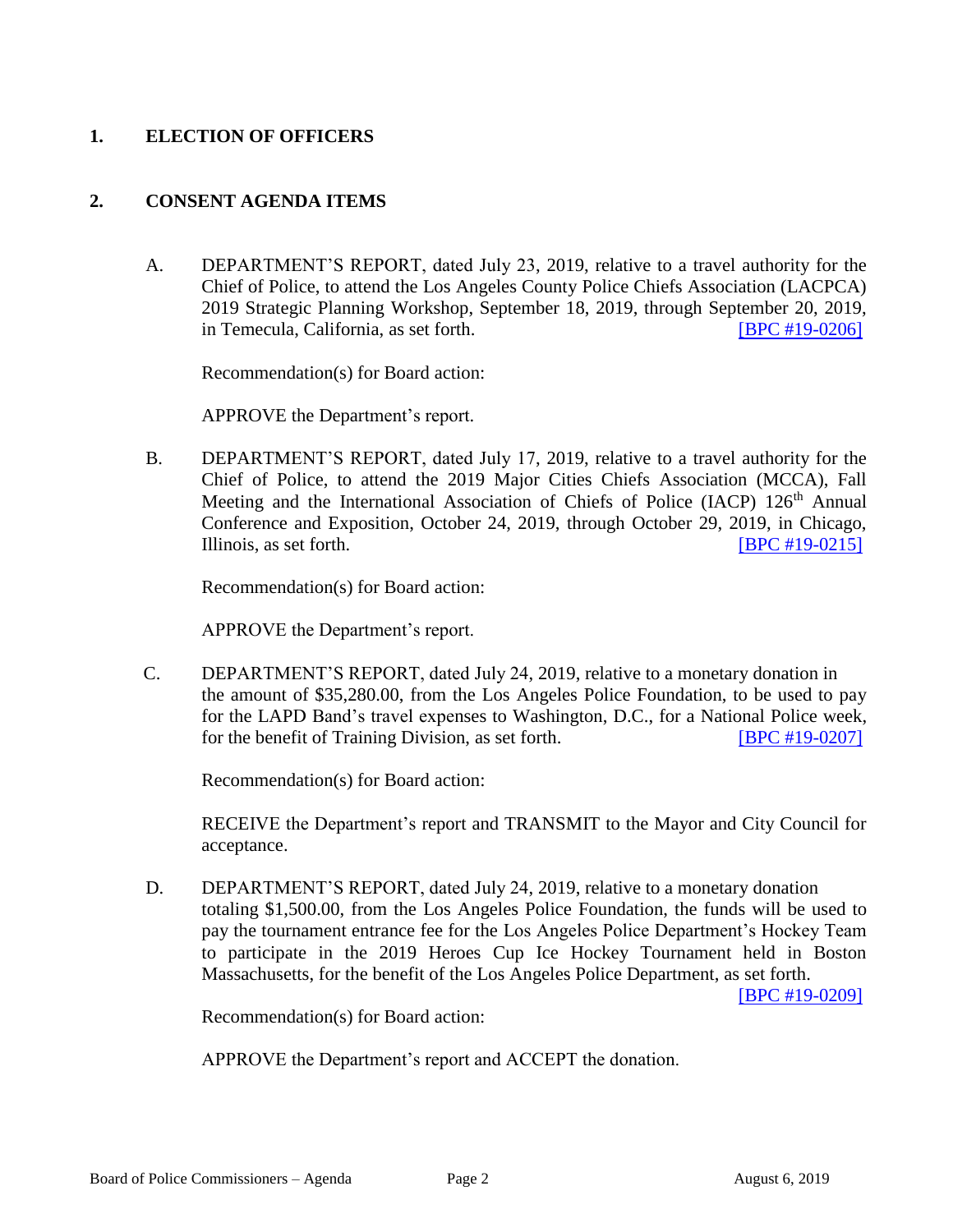## 1. ELECTION OF OFFICERS

## 2. CONSENT AGENDA ITEMS

A. DEPARTMENT'S REPORT, dated July 23, 2019, relative to a travel authority for the Chief of Police, to attend the Los Angeles County Police Chiefs Association (LACPCA) 2019 Strategic Planning Workshop, September 18, 2019, through September 20, 2019, in Temecula, California, as set forth. [BPC #19-0206]

Recommendation(s) for Board action:

APPROVE the Department's report.

B. DEPARTMENT'S REPORT, dated July 17, 2019, relative to a travel authority for the Chief of Police, to attend the 2019 Major Cities Chiefs Association (MCCA), Fall Meeting and the International Association of Chiefs of Police (IACP) 126th Annual Conference and Exposition, October 24, 2019, through October 29, 2019, in Chicago, Illinois, as set forth. [BPC #19-0215]

Recommendation(s) for Board action:

APPROVE the Department's report.

C. DEPARTMENT'S REPORT, dated July 24, 2019, relative to a monetary donation in the amount of $35,280.00, from the Los Angeles Police Foundation, to be used to pay for the LAPD Band's travel expenses to Washington, D.C., for a National Police week, for the benefit of Training Division, as set forth. [BPC #19-0207]

Recommendation(s) for Board action:

RECEIVE the Department's report and TRANSMIT to the Mayor and City Council for acceptance.

D. DEPARTMENT'S REPORT, dated July 24, 2019, relative to a monetary donation totaling $1,500.00, from the Los Angeles Police Foundation, the funds will be used to pay the tournament entrance fee for the Los Angeles Police Department's Hockey Team to participate in the 2019 Heroes Cup Ice Hockey Tournament held in Boston Massachusetts, for the benefit of the Los Angeles Police Department, as set forth. [BPC #19-0209]

Recommendation(s) for Board action:

APPROVE the Department's report and ACCEPT the donation.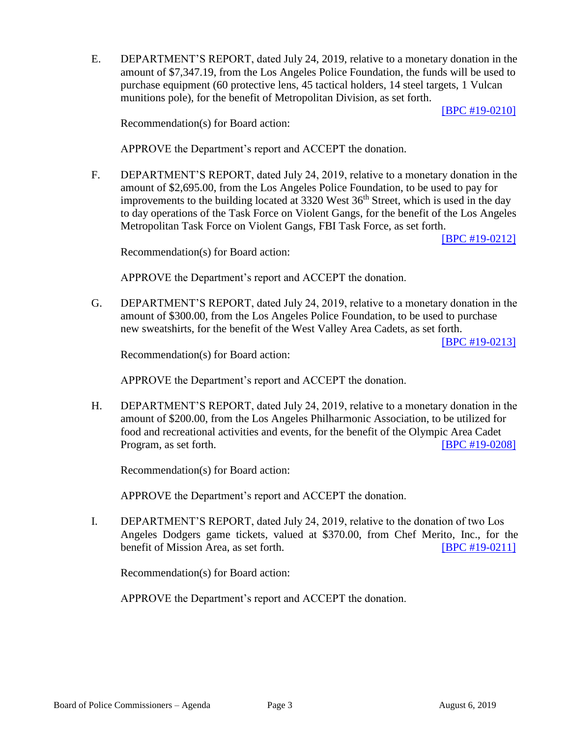E. DEPARTMENT'S REPORT, dated July 24, 2019, relative to a monetary donation in the amount of $7,347.19, from the Los Angeles Police Foundation, the funds will be used to purchase equipment (60 protective lens, 45 tactical holders, 14 steel targets, 1 Vulcan munitions pole), for the benefit of Metropolitan Division, as set forth.

[BPC #19-0210]

Recommendation(s) for Board action:

APPROVE the Department's report and ACCEPT the donation.

F. DEPARTMENT'S REPORT, dated July 24, 2019, relative to a monetary donation in the amount of $2,695.00, from the Los Angeles Police Foundation, to be used to pay for improvements to the building located at 3320 West 36th Street, which is used in the day to day operations of the Task Force on Violent Gangs, for the benefit of the Los Angeles Metropolitan Task Force on Violent Gangs, FBI Task Force, as set forth.

[BPC #19-0212]

Recommendation(s) for Board action:

APPROVE the Department's report and ACCEPT the donation.

G. DEPARTMENT'S REPORT, dated July 24, 2019, relative to a monetary donation in the amount of $300.00, from the Los Angeles Police Foundation, to be used to purchase new sweatshirts, for the benefit of the West Valley Area Cadets, as set forth.

[BPC #19-0213]

Recommendation(s) for Board action:

APPROVE the Department's report and ACCEPT the donation.

H. DEPARTMENT'S REPORT, dated July 24, 2019, relative to a monetary donation in the amount of $200.00, from the Los Angeles Philharmonic Association, to be utilized for food and recreational activities and events, for the benefit of the Olympic Area Cadet Program, as set forth. [BPC #19-0208]

Recommendation(s) for Board action:

APPROVE the Department's report and ACCEPT the donation.

I. DEPARTMENT'S REPORT, dated July 24, 2019, relative to the donation of two Los Angeles Dodgers game tickets, valued at $370.00, from Chef Merito, Inc., for the benefit of Mission Area, as set forth. [BPC #19-0211]

Recommendation(s) for Board action:

APPROVE the Department's report and ACCEPT the donation.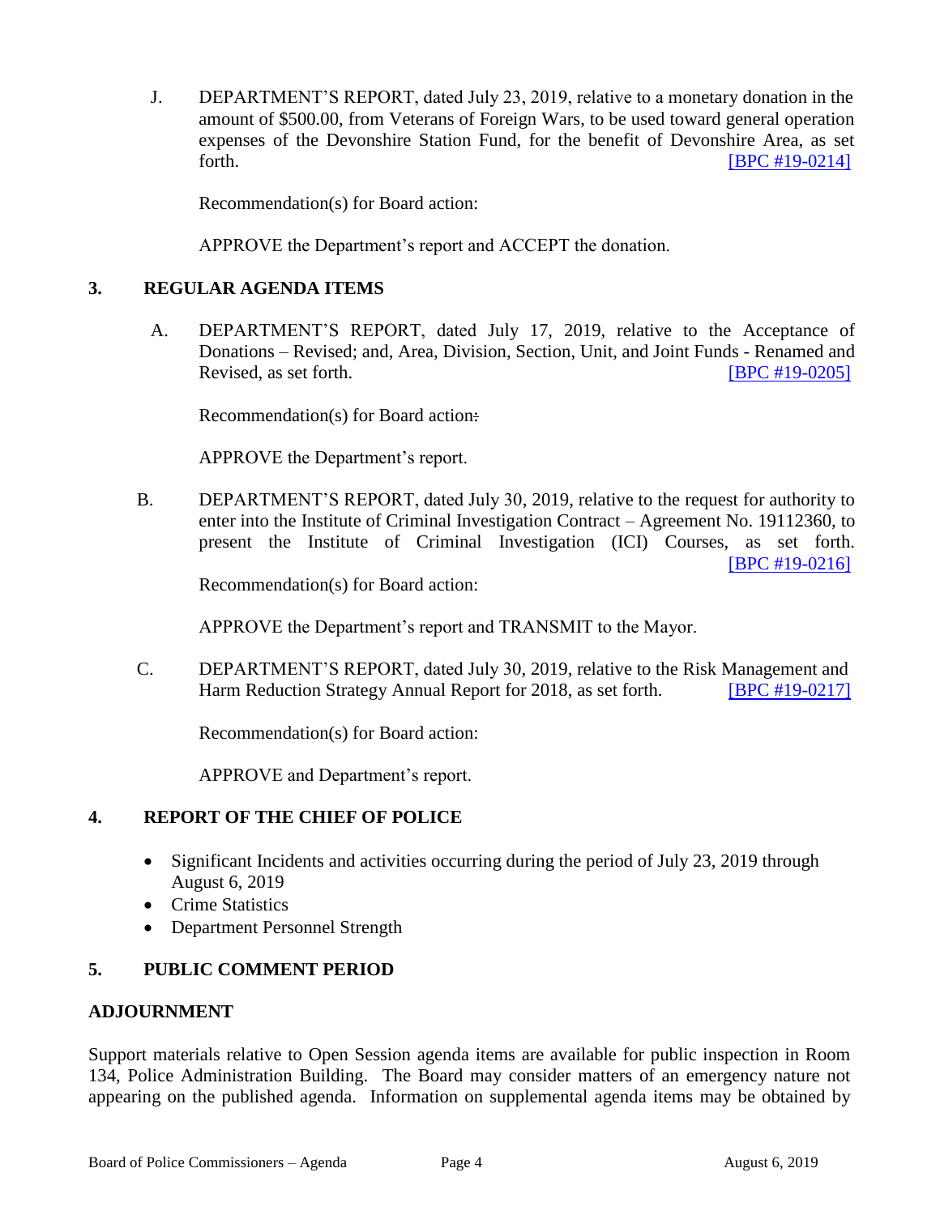J. DEPARTMENT'S REPORT, dated July 23, 2019, relative to a monetary donation in the amount of $500.00, from Veterans of Foreign Wars, to be used toward general operation expenses of the Devonshire Station Fund, for the benefit of Devonshire Area, as set forth. [BPC #19-0214]

Recommendation(s) for Board action:

APPROVE the Department's report and ACCEPT the donation.

## 3. REGULAR AGENDA ITEMS

A. DEPARTMENT'S REPORT, dated July 17, 2019, relative to the Acceptance of Donations – Revised; and, Area, Division, Section, Unit, and Joint Funds - Renamed and Revised, as set forth. [BPC #19-0205]

Recommendation(s) for Board action:

APPROVE the Department's report.

B. DEPARTMENT'S REPORT, dated July 30, 2019, relative to the request for authority to enter into the Institute of Criminal Investigation Contract – Agreement No. 19112360, to present the Institute of Criminal Investigation (ICI) Courses, as set forth. [BPC #19-0216]

Recommendation(s) for Board action:

APPROVE the Department's report and TRANSMIT to the Mayor.

C. DEPARTMENT'S REPORT, dated July 30, 2019, relative to the Risk Management and Harm Reduction Strategy Annual Report for 2018, as set forth. [BPC #19-0217]

Recommendation(s) for Board action:

APPROVE and Department's report.

## 4. REPORT OF THE CHIEF OF POLICE

- Significant Incidents and activities occurring during the period of July 23, 2019 through August 6, 2019
- Crime Statistics
- Department Personnel Strength

## 5. PUBLIC COMMENT PERIOD

## ADJOURNMENT

Support materials relative to Open Session agenda items are available for public inspection in Room 134, Police Administration Building. The Board may consider matters of an emergency nature not appearing on the published agenda. Information on supplemental agenda items may be obtained by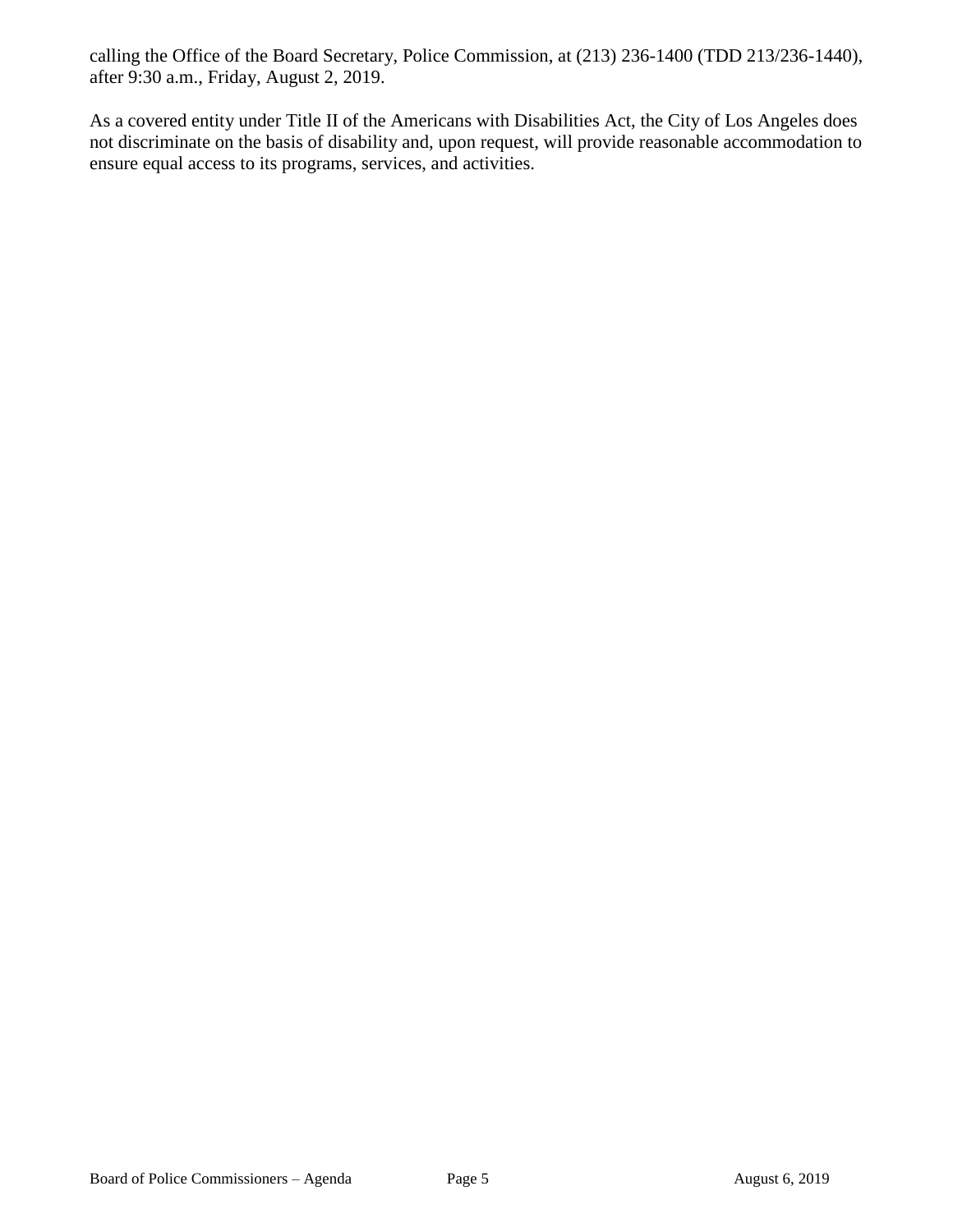calling the Office of the Board Secretary, Police Commission, at (213) 236-1400 (TDD 213/236-1440), after 9:30 a.m., Friday, August 2, 2019.

As a covered entity under Title II of the Americans with Disabilities Act, the City of Los Angeles does not discriminate on the basis of disability and, upon request, will provide reasonable accommodation to ensure equal access to its programs, services, and activities.